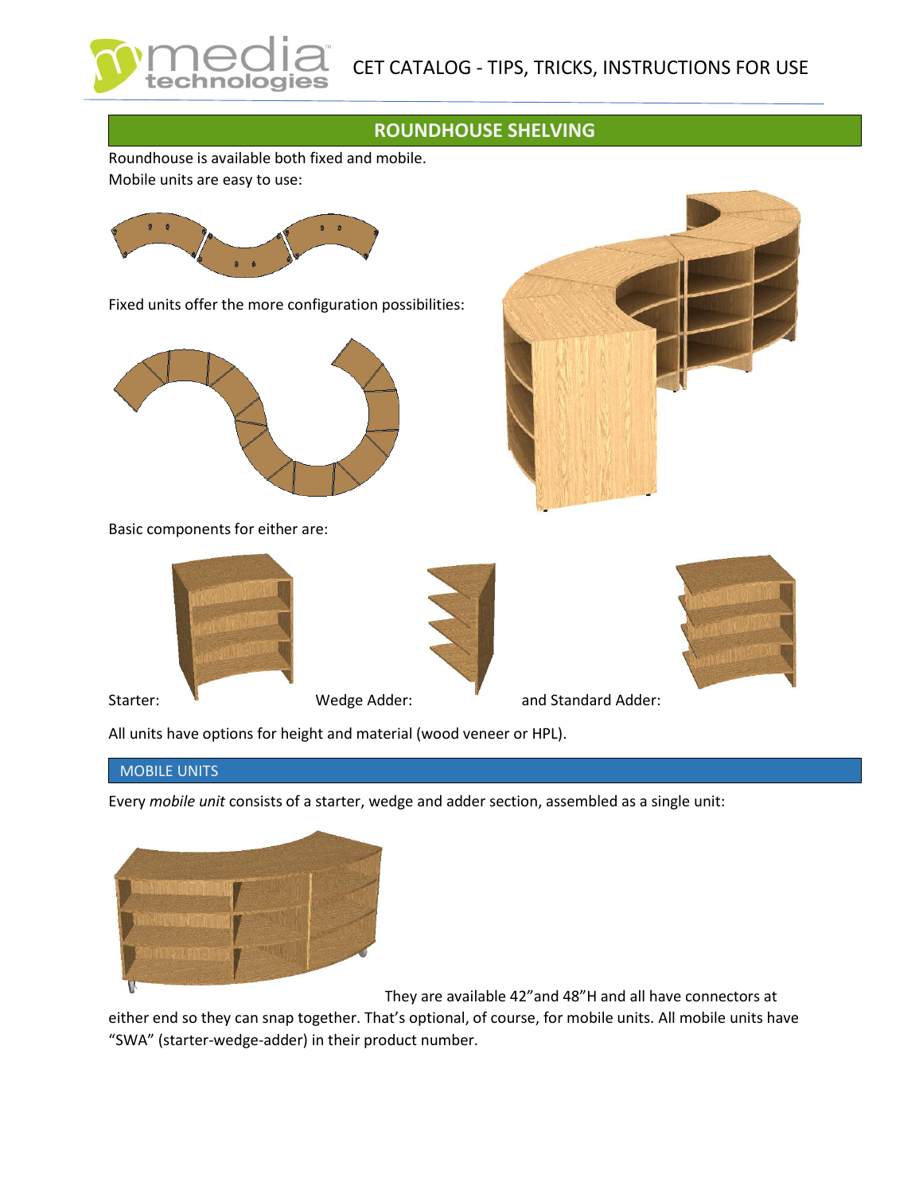## ROUNDHOUSE SHELVING

Roundhouse is available both fixed and mobile.

Mobile units are easy to use:

Fixed units offer the more configuration possibilities:

Basic components for either are:

Starter: Wedge Adder: and Standard Adder:

All units have options for height and material (wood veneer or HPL).

### MOBILE UNITS

Every *mobile unit* consists of a starter, wedge and adder section, assembled as a single unit:

They are available 42"and 48"H and all have connectors at either end so they can snap together. That's optional, of course, for mobile units. All mobile units have "SWA" (starter-wedge-adder) in their product number.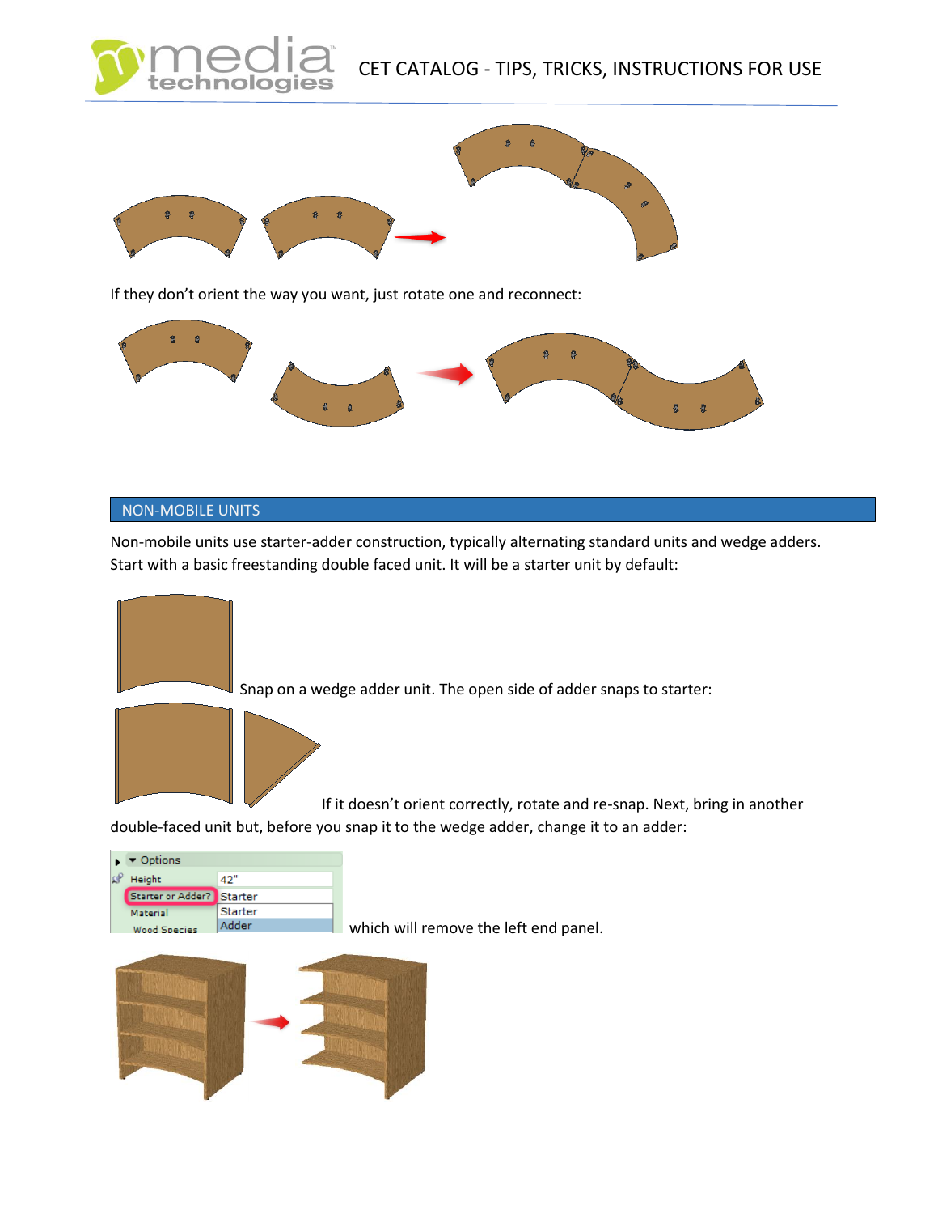If they don't orient the way you want, just rotate one and reconnect:

## NON-MOBILE UNITS

Non-mobile units use starter-adder construction, typically alternating standard units and wedge adders. Start with a basic freestanding double faced unit. It will be a starter unit by default:

Snap on a wedge adder unit. The open side of adder snaps to starter:

If it doesn't orient correctly, rotate and re-snap. Next, bring in another double-faced unit but, before you snap it to the wedge adder, change it to an adder:

which will remove the left end panel.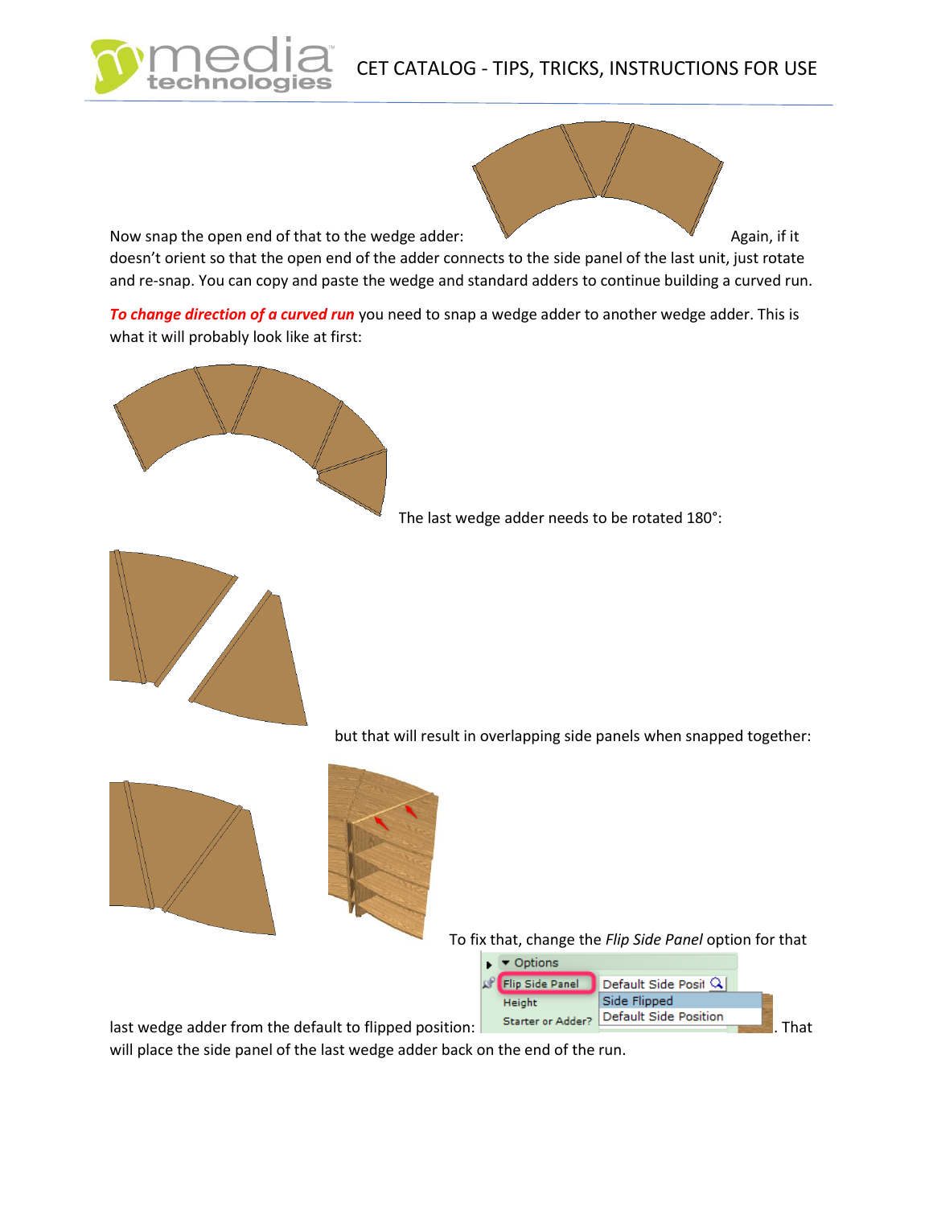Now snap the open end of that to the wedge adder: Again, if it doesn't orient so that the open end of the adder connects to the side panel of the last unit, just rotate and re-snap. You can copy and paste the wedge and standard adders to continue building a curved run.

***To change direction of a curved run*** you need to snap a wedge adder to another wedge adder. This is what it will probably look like at first:

The last wedge adder needs to be rotated 180°:

but that will result in overlapping side panels when snapped together:

To fix that, change the *Flip Side Panel* option for that last wedge adder from the default to flipped position: . That will place the side panel of the last wedge adder back on the end of the run.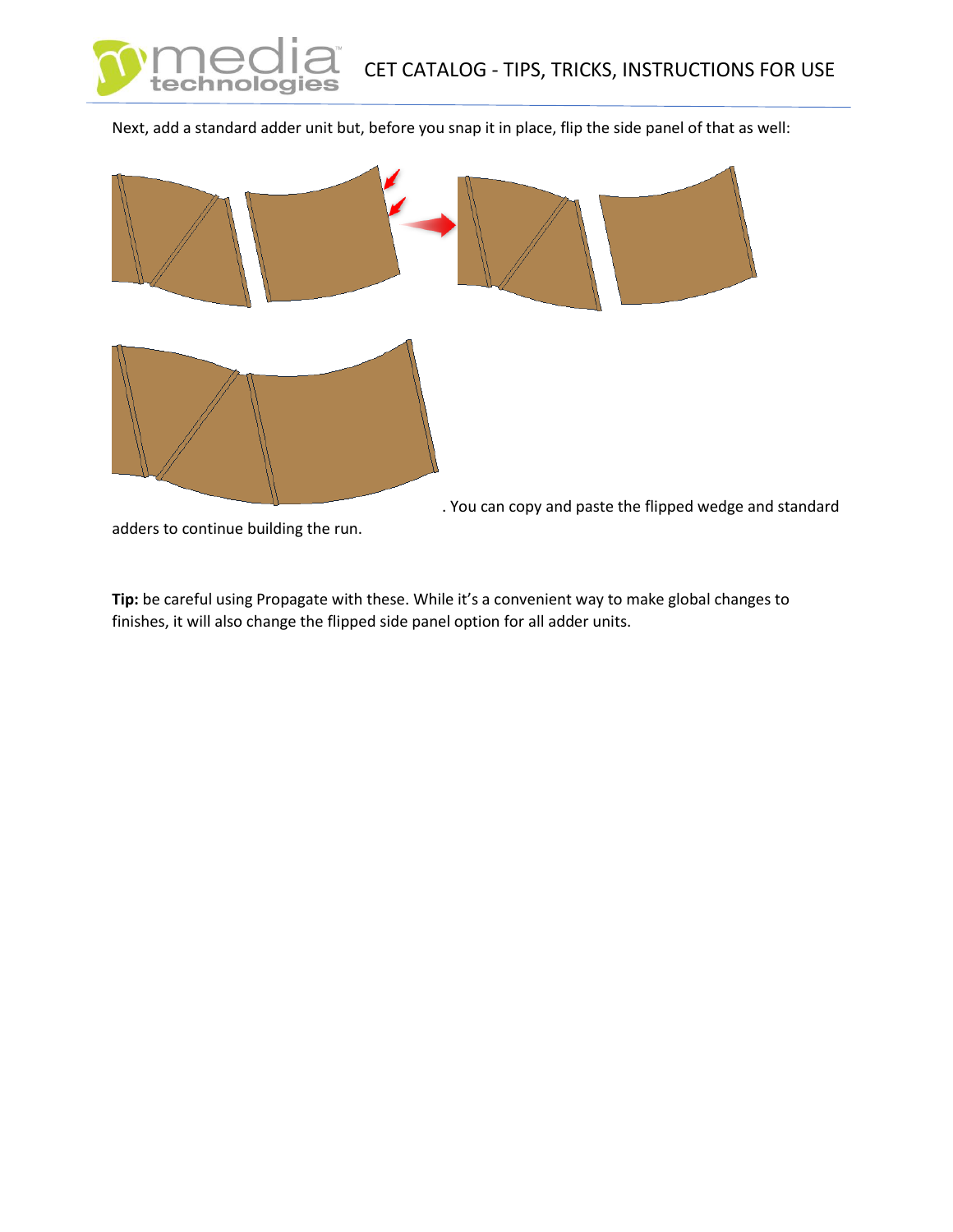Next, add a standard adder unit but, before you snap it in place, flip the side panel of that as well:

. You can copy and paste the flipped wedge and standard adders to continue building the run.

**Tip:** be careful using Propagate with these. While it's a convenient way to make global changes to finishes, it will also change the flipped side panel option for all adder units.